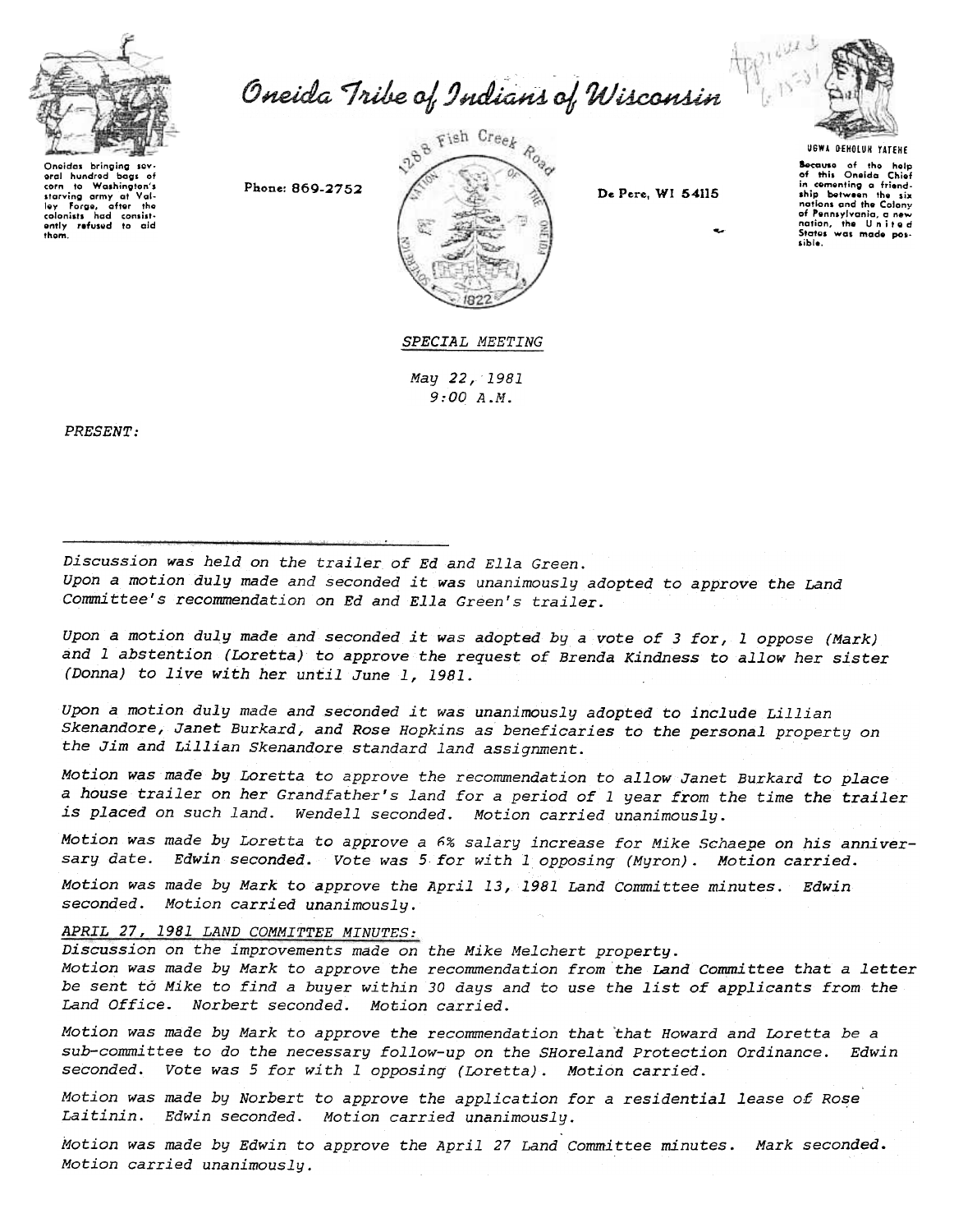# Oneida Tribe of Indians of Wisconsin

Oneidas bringing several hundred bags of corn to Washington's starving army at Valley Forge, after the colonists had consistently refused to aid them.

Phone: 869-2752

1288 Fish Creek Road

De Pere, WI 54115

UGWA DEHOLUH YATEHE

Because of the help of this Oneida Chief in cementing a friendship between the six nations and the Colony of Pennsylvania, a new nation, the United States was made possible.

*SPECIAL MEETING*

*May 22, 1981*
*9:00 A.M.*

*PRESENT:*

---

*Discussion was held on the trailer of Ed and Ella Green.*
*Upon a motion duly made and seconded it was unanimously adopted to approve the Land Committee's recommendation on Ed and Ella Green's trailer.*

*Upon a motion duly made and seconded it was adopted by a vote of 3 for, 1 oppose (Mark) and 1 abstention (Loretta) to approve the request of Brenda Kindness to allow her sister (Donna) to live with her until June 1, 1981.*

*Upon a motion duly made and seconded it was unanimously adopted to include Lillian Skenandore, Janet Burkard, and Rose Hopkins as beneficaries to the personal property on the Jim and Lillian Skenandore standard land assignment.*

*Motion was made by Loretta to approve the recommendation to allow Janet Burkard to place a house trailer on her Grandfather's land for a period of 1 year from the time the trailer is placed on such land. Wendell seconded. Motion carried unanimously.*

*Motion was made by Loretta to approve a 6% salary increase for Mike Schaepe on his anniversary date. Edwin seconded. Vote was 5 for with 1 opposing (Myron). Motion carried.*

*Motion was made by Mark to approve the April 13, 1981 Land Committee minutes. Edwin seconded. Motion carried unanimously.*

*APRIL 27, 1981 LAND COMMITTEE MINUTES:*
*Discussion on the improvements made on the Mike Melchert property.*
*Motion was made by Mark to approve the recommendation from the Land Committee that a letter be sent to Mike to find a buyer within 30 days and to use the list of applicants from the Land Office. Norbert seconded. Motion carried.*

*Motion was made by Mark to approve the recommendation that that Howard and Loretta be a sub-committee to do the necessary follow-up on the SHoreland Protection Ordinance. Edwin seconded. Vote was 5 for with 1 opposing (Loretta). Motion carried.*

*Motion was made by Norbert to approve the application for a residential lease of Rose Laitinin. Edwin seconded. Motion carried unanimously.*

*Motion was made by Edwin to approve the April 27 Land Committee minutes. Mark seconded. Motion carried unanimously.*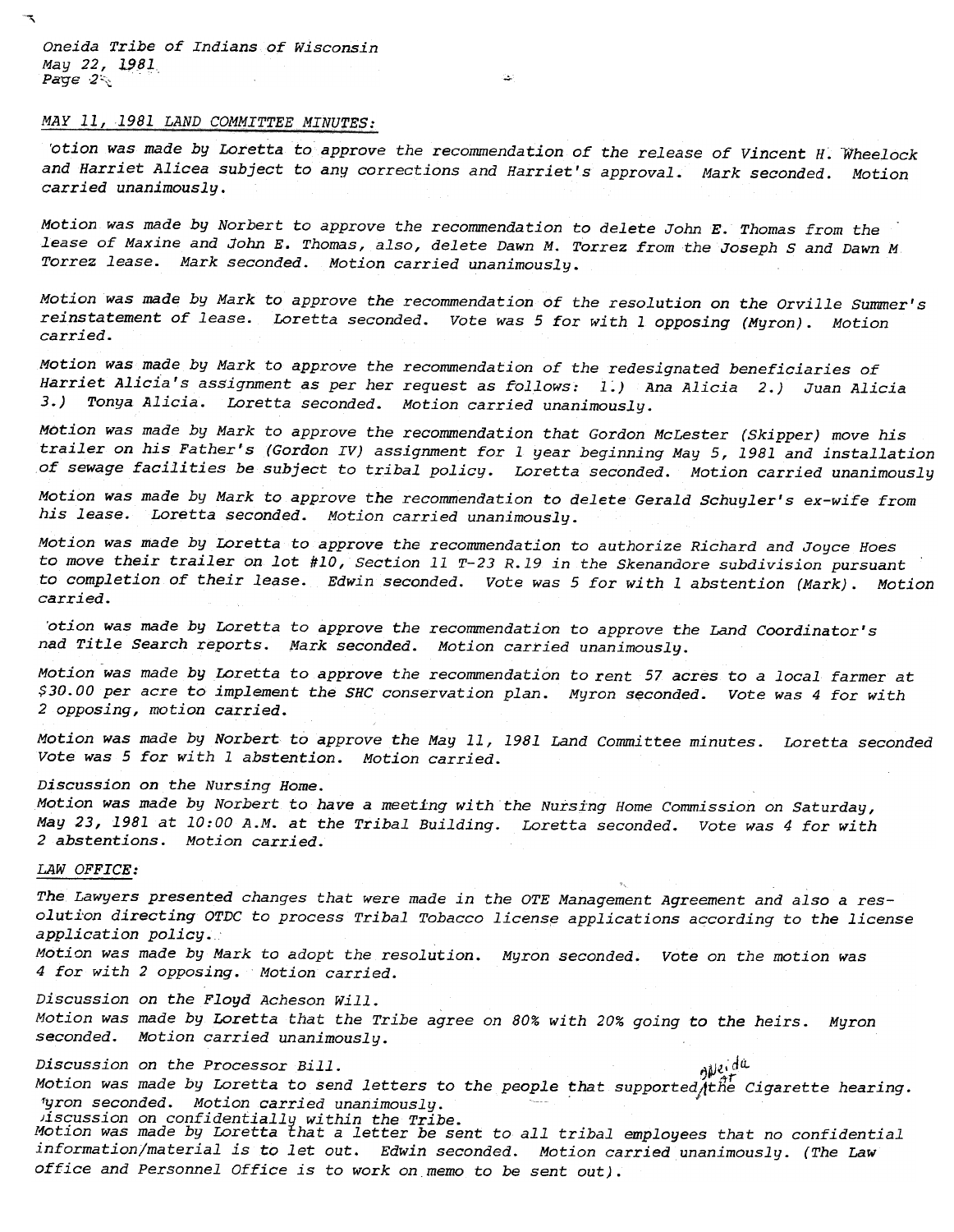MAY 11, 1981 LAND COMMITTEE MINUTES:

'otion was made by Loretta to approve the recommendation of the release of Vincent H. Wheelock and Harriet Alicea subject to any corrections and Harriet's approval. Mark seconded. Motion carried unanimously.

Motion was made by Norbert to approve the recommendation to delete John E. Thomas from the lease of Maxine and John E. Thomas, also, delete Dawn M. Torrez from the Joseph S and Dawn M Torrez lease. Mark seconded. Motion carried unanimously.

Motion was made by Mark to approve the recommendation of the resolution on the Orville Summer's reinstatement of lease. Loretta seconded. Vote was 5 for with 1 opposing (Myron). Motion carried.

Motion was made by Mark to approve the recommendation of the redesignated beneficiaries of Harriet Alicia's assignment as per her request as follows: 1.) Ana Alicia 2.) Juan Alicia 3.) Tonya Alicia. Loretta seconded. Motion carried unanimously.

Motion was made by Mark to approve the recommendation that Gordon McLester (Skipper) move his trailer on his Father's (Gordon IV) assignment for 1 year beginning May 5, 1981 and installation of sewage facilities be subject to tribal policy. Loretta seconded. Motion carried unanimously

Motion was made by Mark to approve the recommendation to delete Gerald Schuyler's ex-wife from his lease. Loretta seconded. Motion carried unanimously.

Motion was made by Loretta to approve the recommendation to authorize Richard and Joyce Hoes to move their trailer on lot #10, Section 11 T-23 R.19 in the Skenandore subdivision pursuant to completion of their lease. Edwin seconded. Vote was 5 for with 1 abstention (Mark). Motion carried.

'otion was made by Loretta to approve the recommendation to approve the Land Coordinator's nad Title Search reports. Mark seconded. Motion carried unanimously.

Motion was made by Loretta to approve the recommendation to rent 57 acres to a local farmer at $30.00 per acre to implement the SHC conservation plan. Myron seconded. Vote was 4 for with 2 opposing, motion carried.

Motion was made by Norbert to approve the May 11, 1981 Land Committee minutes. Loretta seconded Vote was 5 for with 1 abstention. Motion carried.

Discussion on the Nursing Home.
Motion was made by Norbert to have a meeting with the Nursing Home Commission on Saturday, May 23, 1981 at 10:00 A.M. at the Tribal Building. Loretta seconded. Vote was 4 for with 2 abstentions. Motion carried.

LAW OFFICE:

The Lawyers presented changes that were made in the OTE Management Agreement and also a resolution directing OTDC to process Tribal Tobacco license applications according to the license application policy.
Motion was made by Mark to adopt the resolution. Myron seconded. Vote on the motion was 4 for with 2 opposing. Motion carried.

Discussion on the Floyd Acheson Will.
Motion was made by Loretta that the Tribe agree on 80% with 20% going to the heirs. Myron seconded. Motion carried unanimously.

Discussion on the Processor Bill.
Motion was made by Loretta to send letters to the people that supported Oneida at the Cigarette hearing. Myron seconded. Motion carried unanimously.
Discussion on confidentially within the Tribe.
Motion was made by Loretta that a letter be sent to all tribal employees that no confidential information/material is to let out. Edwin seconded. Motion carried unanimously. (The Law office and Personnel Office is to work on memo to be sent out).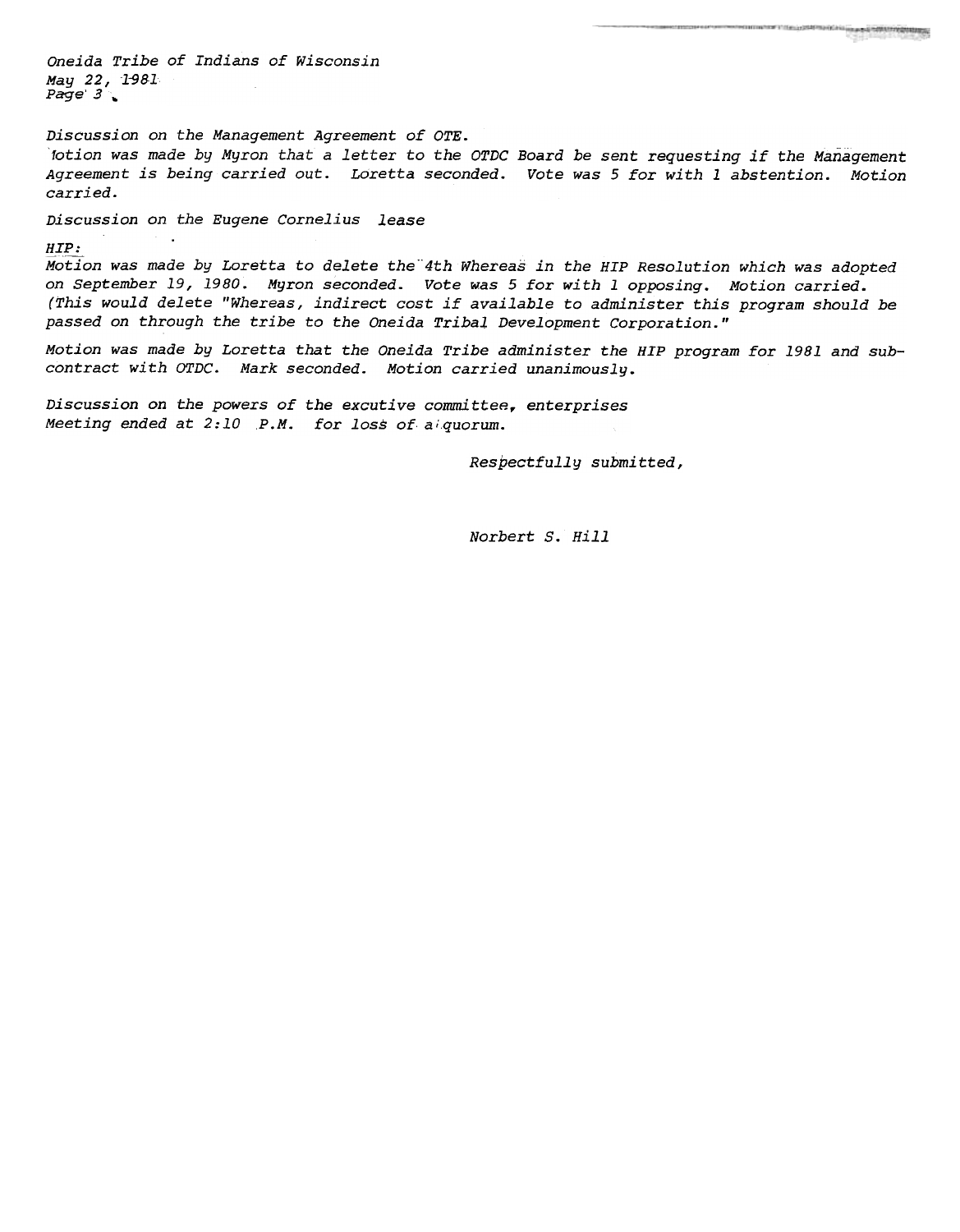Discussion on the Management Agreement of OTE.
Motion was made by Myron that a letter to the OTDC Board be sent requesting if the Management Agreement is being carried out. Loretta seconded. Vote was 5 for with 1 abstention. Motion carried.

Discussion on the Eugene Cornelius lease

HIP:
Motion was made by Loretta to delete the 4th Whereas in the HIP Resolution which was adopted on September 19, 1980. Myron seconded. Vote was 5 for with 1 opposing. Motion carried. (This would delete "Whereas, indirect cost if available to administer this program should be passed on through the tribe to the Oneida Tribal Development Corporation."

Motion was made by Loretta that the Oneida Tribe administer the HIP program for 1981 and sub-contract with OTDC. Mark seconded. Motion carried unanimously.

Discussion on the powers of the excutive committee, enterprises
Meeting ended at 2:10 P.M. for loss of a quorum.

Respectfully submitted,

Norbert S. Hill